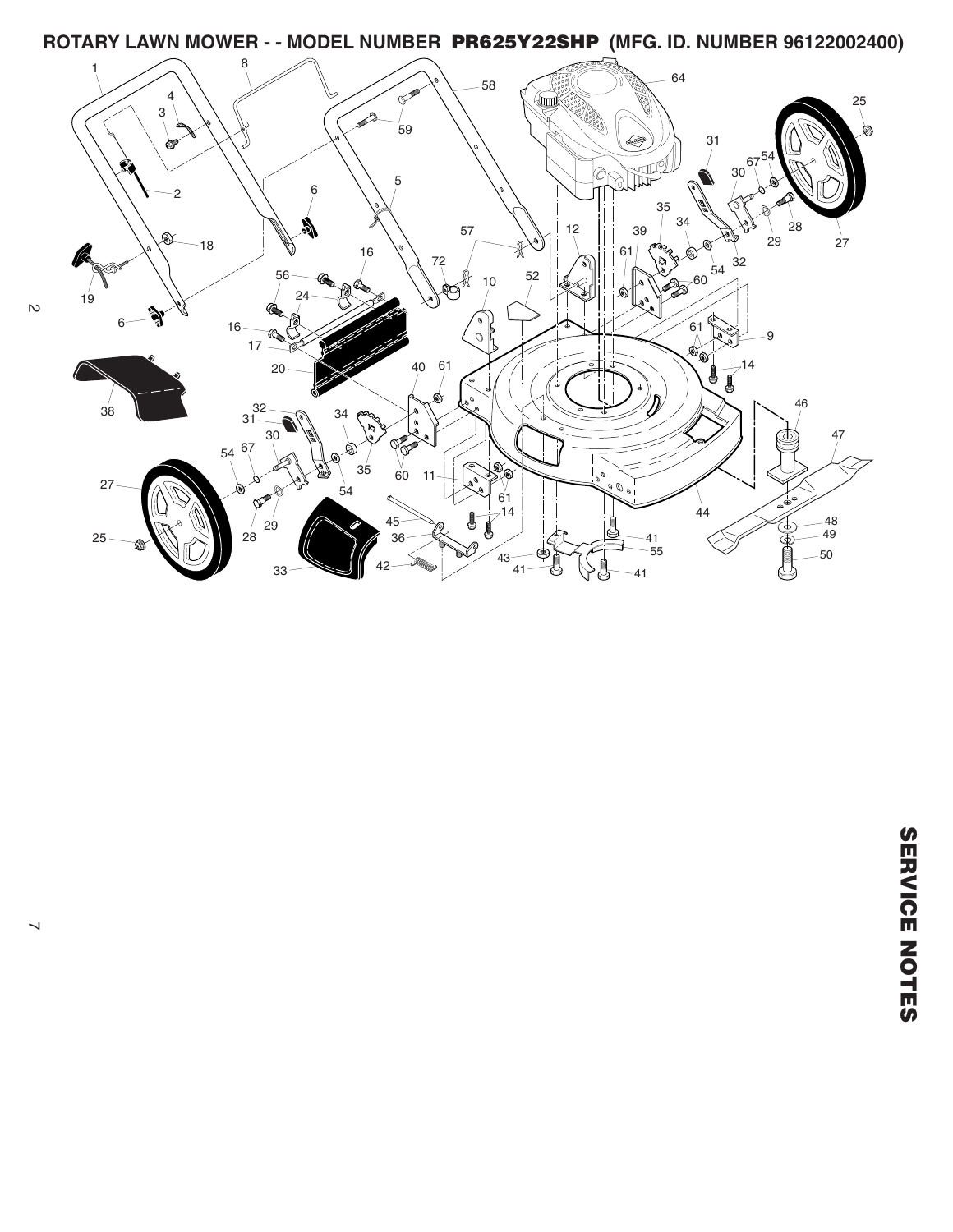# ROTARY LAWN MOWER - - MODEL NUMBER PR625Y22SHP (MFG. ID. NUMBER 96122002400)

SERVICE NOTES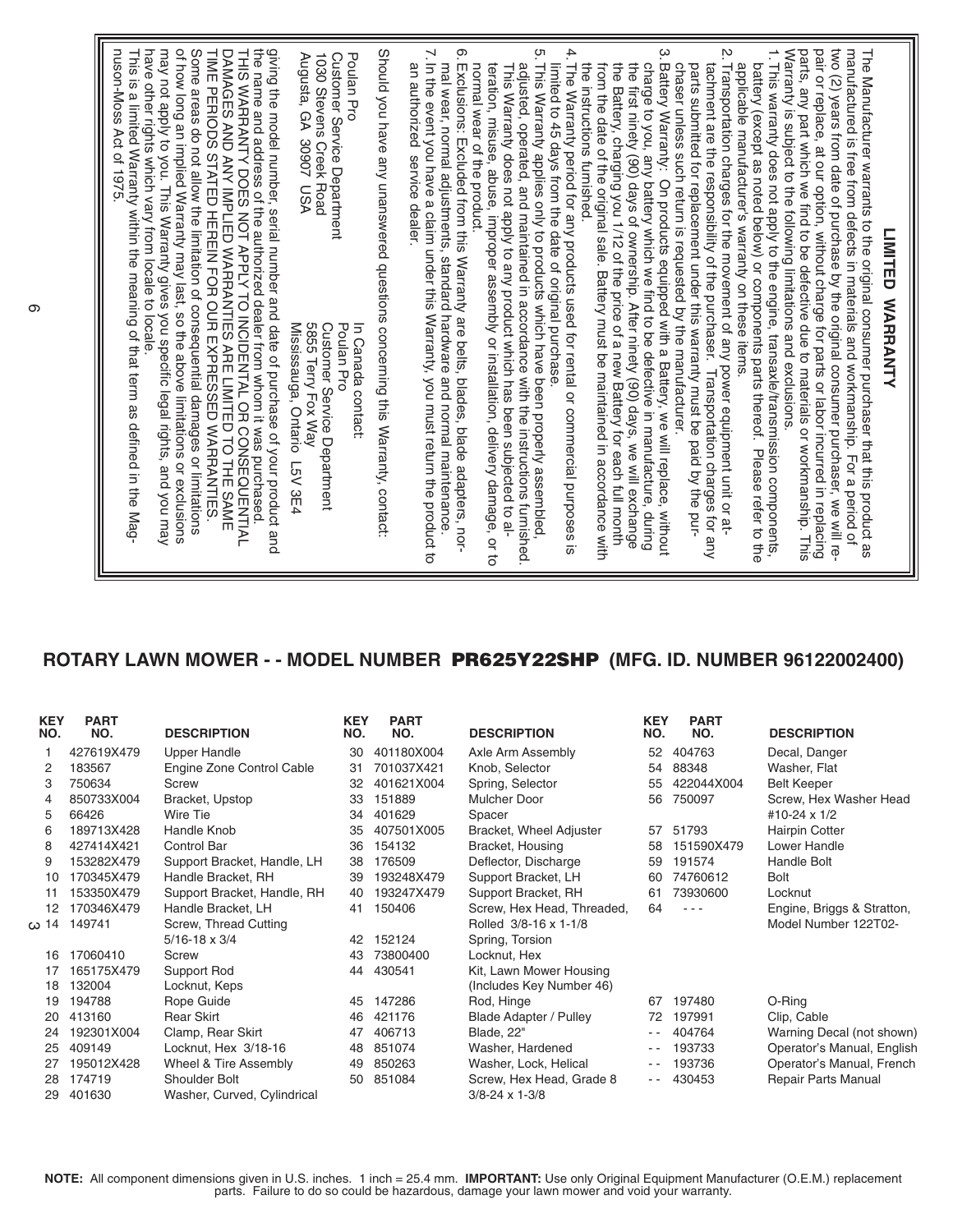## LIMITED WARRANTY

The Manufacturer warrants to the original consumer purchaser that this product as manufactured is free from defects in materials and workmanship. For a period of two (2) years from date of purchase by the original consumer purchaser, we will repair or replace, at our option, without charge for parts or labor incurred in replacing parts, any part which we find to be defective due to materials or workmanship. This Warranty is subject to the following limitations and exclusions.

1. This warranty does not apply to the engine, transaxle/transmission components, battery (except as noted below) or components parts thereof. Please refer to the applicable manufacturer's warranty on these items.
2. Transportation charges for the movement of any power equipment unit or attachment are the responsibility of the purchaser. Transportation charges for any parts submitted for replacement under this warranty must be paid by the purchaser unless such return is requested by the manufacturer.
3. Battery Warranty: On products equipped with a Battery, we will replace, without charge to you, any battery which we find to be defective in manufacture, during the first ninety (90) days of ownership. After ninety (90) days, we will exchange the Battery, charging you 1/12 of the price of a new Battery for each full month from the date of the original sale. Battery must be maintained in accordance with the instructions furnished.
4. The Warranty period for any products used for rental or commercial purposes is limited to 45 days from the date of original purchase.
5. This Warranty applies only to products which have been properly assembled, adjusted, operated, and maintained in accordance with the instructions furnished. This Warranty does not apply to any product which has been subjected to alteration, misuse, abuse, improper assembly or installation, delivery damage, or to normal wear of the product.
6. Exclusions: Excluded from this Warranty are belts, blades, blade adapters, normal wear, normal adjustments, standard hardware and normal maintenance.
7. In the event you have a claim under this Warranty, you must return the product to an authorized service dealer.

Should you have any unanswered questions concerning this Warranty, contact:

Poulan Pro
Customer Service Department
1030 Stevens Creek Road
Augusta, GA 30907 USA

In Canada contact:
Poulan Pro
Customer Service Department
5855 Terry Fox Way
Mississauga, Ontario L5V 3E4

giving the model number, serial number and date of purchase of your product and the name and address of the authorized dealer from whom it was purchased.

THIS WARRANTY DOES NOT APPLY TO INCIDENTAL OR CONSEQUENTIAL DAMAGES AND ANY IMPLIED WARRANTIES ARE LIMITED TO THE SAME TIME PERIODS STATED HEREIN FOR OUR EXPRESSED WARRANTIES.

Some areas do not allow the limitation of consequential damages or limitations of how long an implied Warranty may last, so the above limitations or exclusions may not apply to you. This Warranty gives you specific legal rights, and you may have other rights which vary from locale to locale.

This is a limited Warranty within the meaning of that term as defined in the Magnuson-Moss Act of 1975.

## ROTARY LAWN MOWER - - MODEL NUMBER PR625Y22SHP (MFG. ID. NUMBER 96122002400)

| KEY NO. | PART NO. | DESCRIPTION |
|---|---|---|
| 1 | 427619X479 | Upper Handle |
| 2 | 183567 | Engine Zone Control Cable |
| 3 | 750634 | Screw |
| 4 | 850733X004 | Bracket, Upstop |
| 5 | 66426 | Wire Tie |
| 6 | 189713X428 | Handle Knob |
| 8 | 427414X421 | Control Bar |
| 9 | 153282X479 | Support Bracket, Handle, LH |
| 10 | 170345X479 | Handle Bracket, RH |
| 11 | 153350X479 | Support Bracket, Handle, RH |
| 12 | 170346X479 | Handle Bracket, LH |
| 14 | 149741 | Screw, Thread Cutting 5/16-18 x 3/4 |
| 16 | 17060410 | Screw |
| 17 | 165175X479 | Support Rod |
| 18 | 132004 | Locknut, Keps |
| 19 | 194788 | Rope Guide |
| 20 | 413160 | Rear Skirt |
| 24 | 192301X004 | Clamp, Rear Skirt |
| 25 | 409149 | Locknut, Hex 3/18-16 |
| 27 | 195012X428 | Wheel & Tire Assembly |
| 28 | 174719 | Shoulder Bolt |
| 29 | 401630 | Washer, Curved, Cylindrical |
| 30 | 401180X004 | Axle Arm Assembly |
| 31 | 701037X421 | Knob, Selector |
| 32 | 401621X004 | Spring, Selector |
| 33 | 151889 | Mulcher Door |
| 34 | 401629 | Spacer |
| 35 | 407501X005 | Bracket, Wheel Adjuster |
| 36 | 154132 | Bracket, Housing |
| 38 | 176509 | Deflector, Discharge |
| 39 | 193248X479 | Support Bracket, LH |
| 40 | 193247X479 | Support Bracket, RH |
| 41 | 150406 | Screw, Hex Head, Threaded, Rolled 3/8-16 x 1-1/8 |
| 42 | 152124 | Spring, Torsion |
| 43 | 73800400 | Locknut, Hex |
| 44 | 430541 | Kit, Lawn Mower Housing (Includes Key Number 46) |
| 45 | 147286 | Rod, Hinge |
| 46 | 421176 | Blade Adapter / Pulley |
| 47 | 406713 | Blade, 22" |
| 48 | 851074 | Washer, Hardened |
| 49 | 850263 | Washer, Lock, Helical |
| 50 | 851084 | Screw, Hex Head, Grade 8 3/8-24 x 1-3/8 |
| 52 | 404763 | Decal, Danger |
| 54 | 88348 | Washer, Flat |
| 55 | 422044X004 | Belt Keeper |
| 56 | 750097 | Screw, Hex Washer Head #10-24 x 1/2 |
| 57 | 51793 | Hairpin Cotter |
| 58 | 151590X479 | Lower Handle |
| 59 | 191574 | Handle Bolt |
| 60 | 74760612 | Bolt |
| 61 | 73930600 | Locknut |
| 64 | - - - | Engine, Briggs & Stratton, Model Number 122T02- |
| 67 | 197480 | O-Ring |
| 72 | 197991 | Clip, Cable |
| - - | 404764 | Warning Decal (not shown) |
| - - | 193733 | Operator's Manual, English |
| - - | 193736 | Operator's Manual, French |
| - - | 430453 | Repair Parts Manual |

**NOTE:** All component dimensions given in U.S. inches. 1 inch = 25.4 mm. **IMPORTANT:** Use only Original Equipment Manufacturer (O.E.M.) replacement parts. Failure to do so could be hazardous, damage your lawn mower and void your warranty.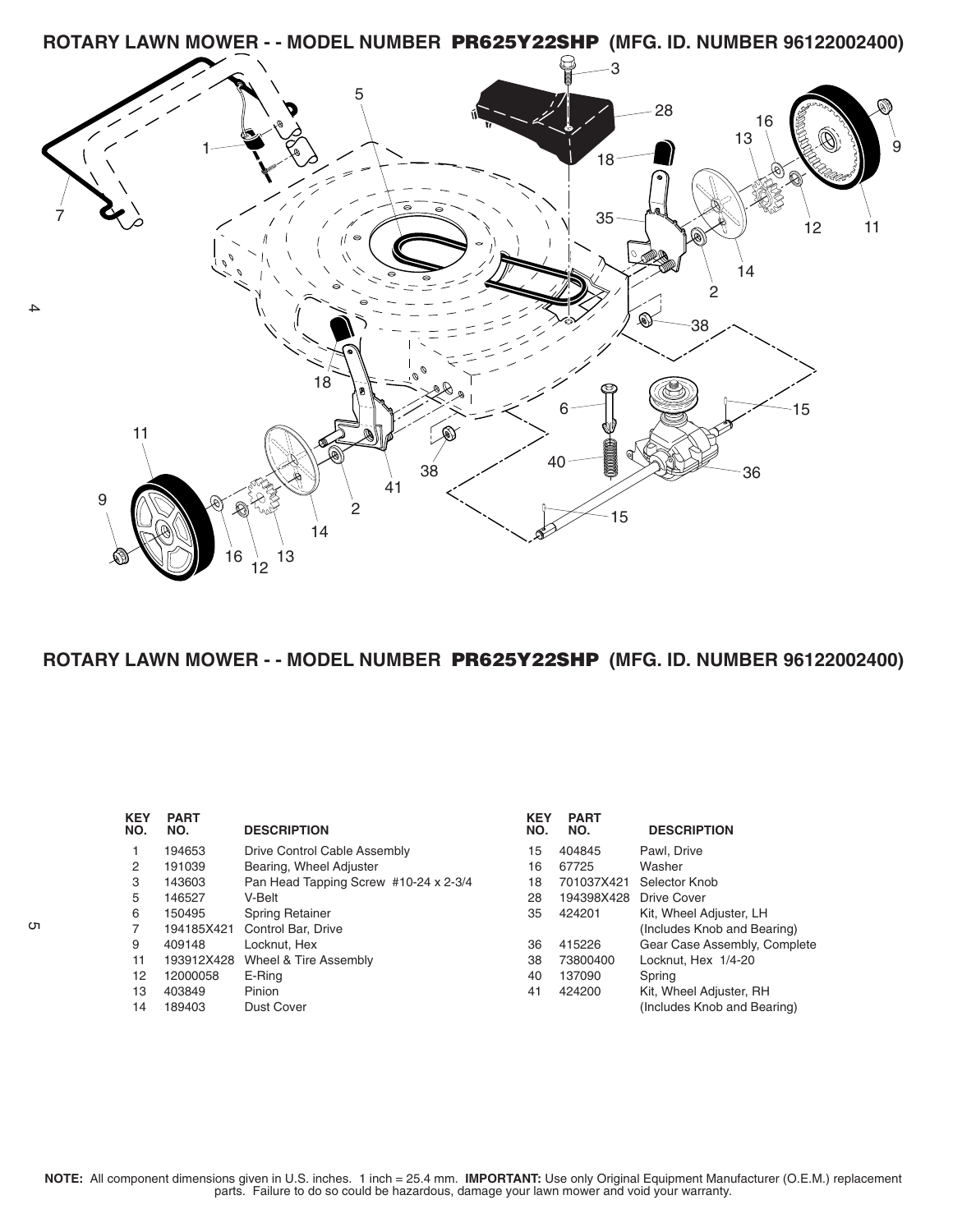# ROTARY LAWN MOWER - - MODEL NUMBER PR625Y22SHP (MFG. ID. NUMBER 96122002400)

## ROTARY LAWN MOWER - - MODEL NUMBER PR625Y22SHP (MFG. ID. NUMBER 96122002400)

| KEY NO. | PART NO. | DESCRIPTION |
|---|---|---|
| 1 | 194653 | Drive Control Cable Assembly |
| 2 | 191039 | Bearing, Wheel Adjuster |
| 3 | 143603 | Pan Head Tapping Screw #10-24 x 2-3/4 |
| 5 | 146527 | V-Belt |
| 6 | 150495 | Spring Retainer |
| 7 | 194185X421 | Control Bar, Drive |
| 9 | 409148 | Locknut, Hex |
| 11 | 193912X428 | Wheel & Tire Assembly |
| 12 | 12000058 | E-Ring |
| 13 | 403849 | Pinion |
| 14 | 189403 | Dust Cover |
| 15 | 404845 | Pawl, Drive |
| 16 | 67725 | Washer |
| 18 | 701037X421 | Selector Knob |
| 28 | 194398X428 | Drive Cover |
| 35 | 424201 | Kit, Wheel Adjuster, LH (Includes Knob and Bearing) |
| 36 | 415226 | Gear Case Assembly, Complete |
| 38 | 73800400 | Locknut, Hex 1/4-20 |
| 40 | 137090 | Spring |
| 41 | 424200 | Kit, Wheel Adjuster, RH (Includes Knob and Bearing) |

**NOTE:** All component dimensions given in U.S. inches. 1 inch = 25.4 mm. **IMPORTANT:** Use only Original Equipment Manufacturer (O.E.M.) replacement parts. Failure to do so could be hazardous, damage your lawn mower and void your warranty.